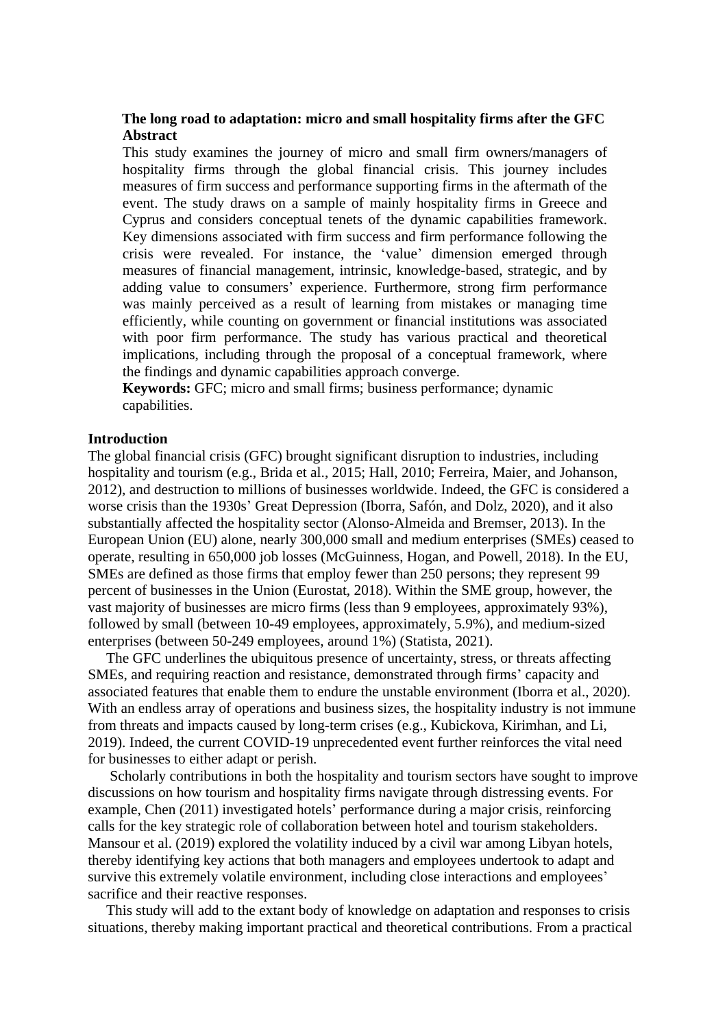# The long road to adaptation: micro and small hospitality firms after the GFC

## Abstract

This study examines the journey of micro and small firm owners/managers of hospitality firms through the global financial crisis. This journey includes measures of firm success and performance supporting firms in the aftermath of the event. The study draws on a sample of mainly hospitality firms in Greece and Cyprus and considers conceptual tenets of the dynamic capabilities framework. Key dimensions associated with firm success and firm performance following the crisis were revealed. For instance, the 'value' dimension emerged through measures of financial management, intrinsic, knowledge-based, strategic, and by adding value to consumers' experience. Furthermore, strong firm performance was mainly perceived as a result of learning from mistakes or managing time efficiently, while counting on government or financial institutions was associated with poor firm performance. The study has various practical and theoretical implications, including through the proposal of a conceptual framework, where the findings and dynamic capabilities approach converge.

**Keywords:** GFC; micro and small firms; business performance; dynamic capabilities.

## Introduction

The global financial crisis (GFC) brought significant disruption to industries, including hospitality and tourism (e.g., Brida et al., 2015; Hall, 2010; Ferreira, Maier, and Johanson, 2012), and destruction to millions of businesses worldwide. Indeed, the GFC is considered a worse crisis than the 1930s' Great Depression (Iborra, Safón, and Dolz, 2020), and it also substantially affected the hospitality sector (Alonso-Almeida and Bremser, 2013). In the European Union (EU) alone, nearly 300,000 small and medium enterprises (SMEs) ceased to operate, resulting in 650,000 job losses (McGuinness, Hogan, and Powell, 2018). In the EU, SMEs are defined as those firms that employ fewer than 250 persons; they represent 99 percent of businesses in the Union (Eurostat, 2018). Within the SME group, however, the vast majority of businesses are micro firms (less than 9 employees, approximately 93%), followed by small (between 10-49 employees, approximately, 5.9%), and medium-sized enterprises (between 50-249 employees, around 1%) (Statista, 2021).

The GFC underlines the ubiquitous presence of uncertainty, stress, or threats affecting SMEs, and requiring reaction and resistance, demonstrated through firms' capacity and associated features that enable them to endure the unstable environment (Iborra et al., 2020). With an endless array of operations and business sizes, the hospitality industry is not immune from threats and impacts caused by long-term crises (e.g., Kubickova, Kirimhan, and Li, 2019). Indeed, the current COVID-19 unprecedented event further reinforces the vital need for businesses to either adapt or perish.

Scholarly contributions in both the hospitality and tourism sectors have sought to improve discussions on how tourism and hospitality firms navigate through distressing events. For example, Chen (2011) investigated hotels' performance during a major crisis, reinforcing calls for the key strategic role of collaboration between hotel and tourism stakeholders. Mansour et al. (2019) explored the volatility induced by a civil war among Libyan hotels, thereby identifying key actions that both managers and employees undertook to adapt and survive this extremely volatile environment, including close interactions and employees' sacrifice and their reactive responses.

This study will add to the extant body of knowledge on adaptation and responses to crisis situations, thereby making important practical and theoretical contributions. From a practical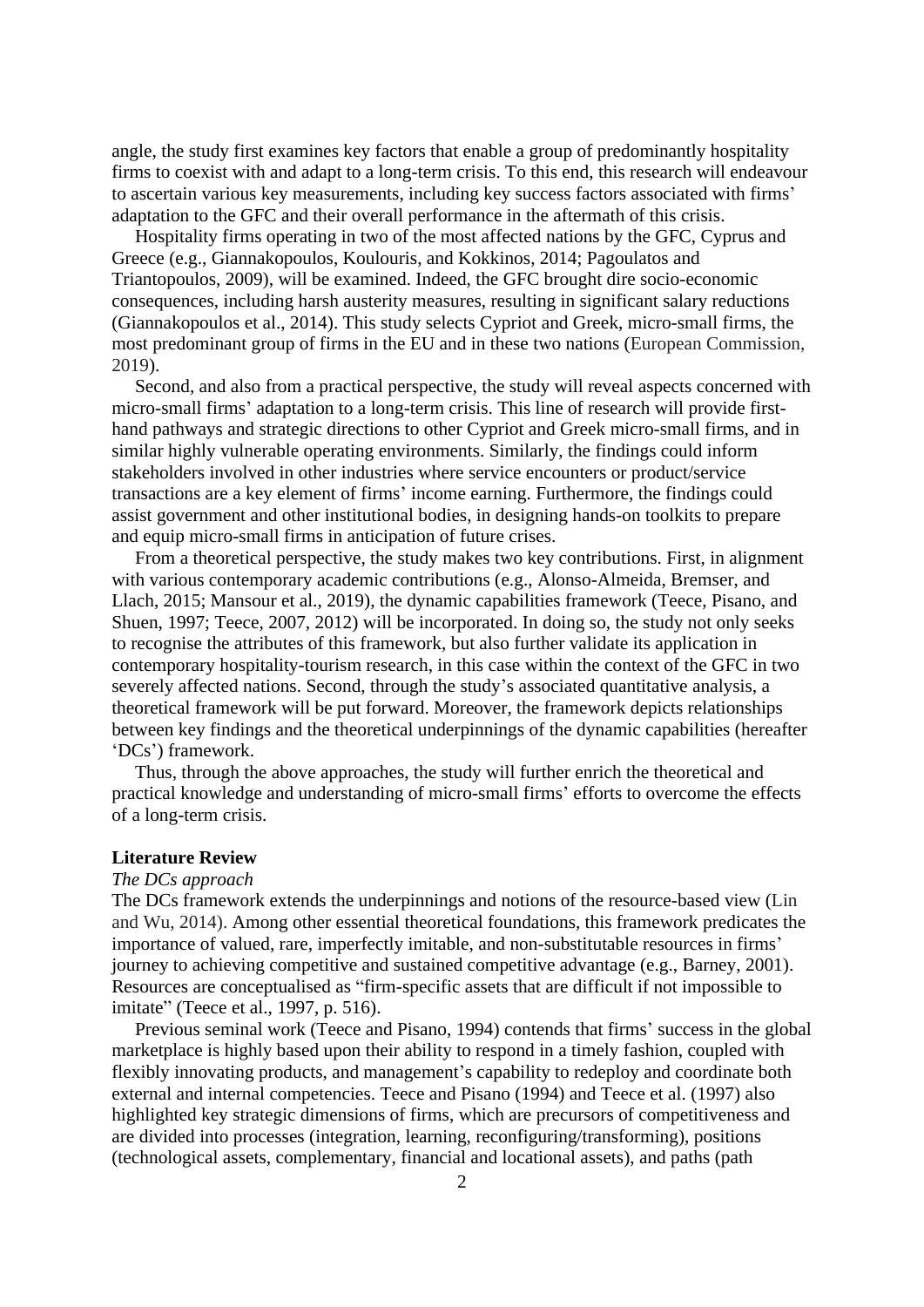angle, the study first examines key factors that enable a group of predominantly hospitality firms to coexist with and adapt to a long-term crisis. To this end, this research will endeavour to ascertain various key measurements, including key success factors associated with firms' adaptation to the GFC and their overall performance in the aftermath of this crisis.

Hospitality firms operating in two of the most affected nations by the GFC, Cyprus and Greece (e.g., Giannakopoulos, Koulouris, and Kokkinos, 2014; Pagoulatos and Triantopoulos, 2009), will be examined. Indeed, the GFC brought dire socio-economic consequences, including harsh austerity measures, resulting in significant salary reductions (Giannakopoulos et al., 2014). This study selects Cypriot and Greek, micro-small firms, the most predominant group of firms in the EU and in these two nations (European Commission, 2019).

Second, and also from a practical perspective, the study will reveal aspects concerned with micro-small firms' adaptation to a long-term crisis. This line of research will provide first-hand pathways and strategic directions to other Cypriot and Greek micro-small firms, and in similar highly vulnerable operating environments. Similarly, the findings could inform stakeholders involved in other industries where service encounters or product/service transactions are a key element of firms' income earning. Furthermore, the findings could assist government and other institutional bodies, in designing hands-on toolkits to prepare and equip micro-small firms in anticipation of future crises.

From a theoretical perspective, the study makes two key contributions. First, in alignment with various contemporary academic contributions (e.g., Alonso-Almeida, Bremser, and Llach, 2015; Mansour et al., 2019), the dynamic capabilities framework (Teece, Pisano, and Shuen, 1997; Teece, 2007, 2012) will be incorporated. In doing so, the study not only seeks to recognise the attributes of this framework, but also further validate its application in contemporary hospitality-tourism research, in this case within the context of the GFC in two severely affected nations. Second, through the study's associated quantitative analysis, a theoretical framework will be put forward. Moreover, the framework depicts relationships between key findings and the theoretical underpinnings of the dynamic capabilities (hereafter 'DCs') framework.

Thus, through the above approaches, the study will further enrich the theoretical and practical knowledge and understanding of micro-small firms' efforts to overcome the effects of a long-term crisis.

## Literature Review

### *The DCs approach*

The DCs framework extends the underpinnings and notions of the resource-based view (Lin and Wu, 2014). Among other essential theoretical foundations, this framework predicates the importance of valued, rare, imperfectly imitable, and non-substitutable resources in firms' journey to achieving competitive and sustained competitive advantage (e.g., Barney, 2001). Resources are conceptualised as "firm-specific assets that are difficult if not impossible to imitate" (Teece et al., 1997, p. 516).

Previous seminal work (Teece and Pisano, 1994) contends that firms' success in the global marketplace is highly based upon their ability to respond in a timely fashion, coupled with flexibly innovating products, and management's capability to redeploy and coordinate both external and internal competencies. Teece and Pisano (1994) and Teece et al. (1997) also highlighted key strategic dimensions of firms, which are precursors of competitiveness and are divided into processes (integration, learning, reconfiguring/transforming), positions (technological assets, complementary, financial and locational assets), and paths (path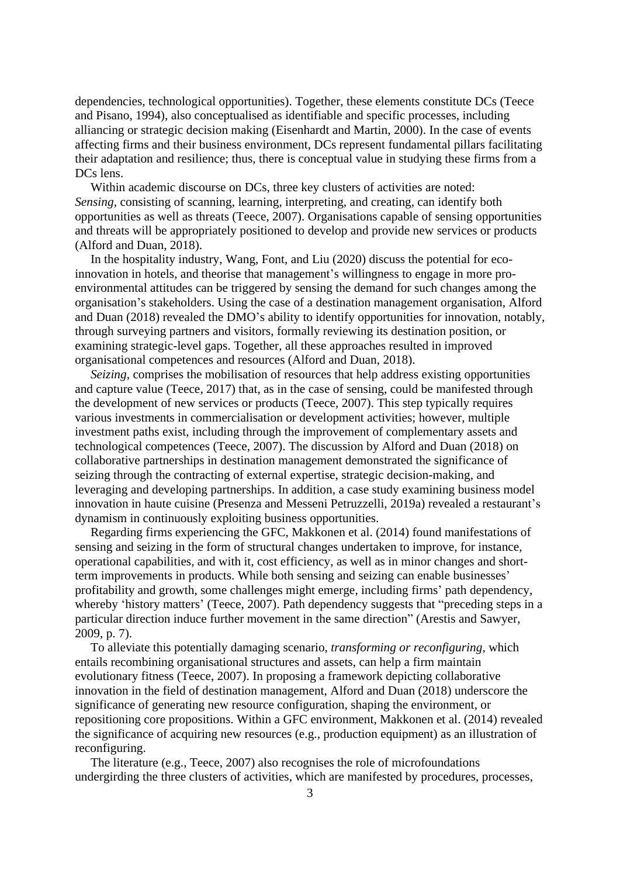dependencies, technological opportunities). Together, these elements constitute DCs (Teece and Pisano, 1994), also conceptualised as identifiable and specific processes, including alliancing or strategic decision making (Eisenhardt and Martin, 2000). In the case of events affecting firms and their business environment, DCs represent fundamental pillars facilitating their adaptation and resilience; thus, there is conceptual value in studying these firms from a DCs lens.

Within academic discourse on DCs, three key clusters of activities are noted: *Sensing*, consisting of scanning, learning, interpreting, and creating, can identify both opportunities as well as threats (Teece, 2007). Organisations capable of sensing opportunities and threats will be appropriately positioned to develop and provide new services or products (Alford and Duan, 2018).

In the hospitality industry, Wang, Font, and Liu (2020) discuss the potential for eco-innovation in hotels, and theorise that management's willingness to engage in more pro-environmental attitudes can be triggered by sensing the demand for such changes among the organisation's stakeholders. Using the case of a destination management organisation, Alford and Duan (2018) revealed the DMO's ability to identify opportunities for innovation, notably, through surveying partners and visitors, formally reviewing its destination position, or examining strategic-level gaps. Together, all these approaches resulted in improved organisational competences and resources (Alford and Duan, 2018).

*Seizing*, comprises the mobilisation of resources that help address existing opportunities and capture value (Teece, 2017) that, as in the case of sensing, could be manifested through the development of new services or products (Teece, 2007). This step typically requires various investments in commercialisation or development activities; however, multiple investment paths exist, including through the improvement of complementary assets and technological competences (Teece, 2007). The discussion by Alford and Duan (2018) on collaborative partnerships in destination management demonstrated the significance of seizing through the contracting of external expertise, strategic decision-making, and leveraging and developing partnerships. In addition, a case study examining business model innovation in haute cuisine (Presenza and Messeni Petruzzelli, 2019a) revealed a restaurant's dynamism in continuously exploiting business opportunities.

Regarding firms experiencing the GFC, Makkonen et al. (2014) found manifestations of sensing and seizing in the form of structural changes undertaken to improve, for instance, operational capabilities, and with it, cost efficiency, as well as in minor changes and short-term improvements in products. While both sensing and seizing can enable businesses' profitability and growth, some challenges might emerge, including firms' path dependency, whereby 'history matters' (Teece, 2007). Path dependency suggests that "preceding steps in a particular direction induce further movement in the same direction" (Arestis and Sawyer, 2009, p. 7).

To alleviate this potentially damaging scenario, *transforming or reconfiguring*, which entails recombining organisational structures and assets, can help a firm maintain evolutionary fitness (Teece, 2007). In proposing a framework depicting collaborative innovation in the field of destination management, Alford and Duan (2018) underscore the significance of generating new resource configuration, shaping the environment, or repositioning core propositions. Within a GFC environment, Makkonen et al. (2014) revealed the significance of acquiring new resources (e.g., production equipment) as an illustration of reconfiguring.

The literature (e.g., Teece, 2007) also recognises the role of microfoundations undergirding the three clusters of activities, which are manifested by procedures, processes,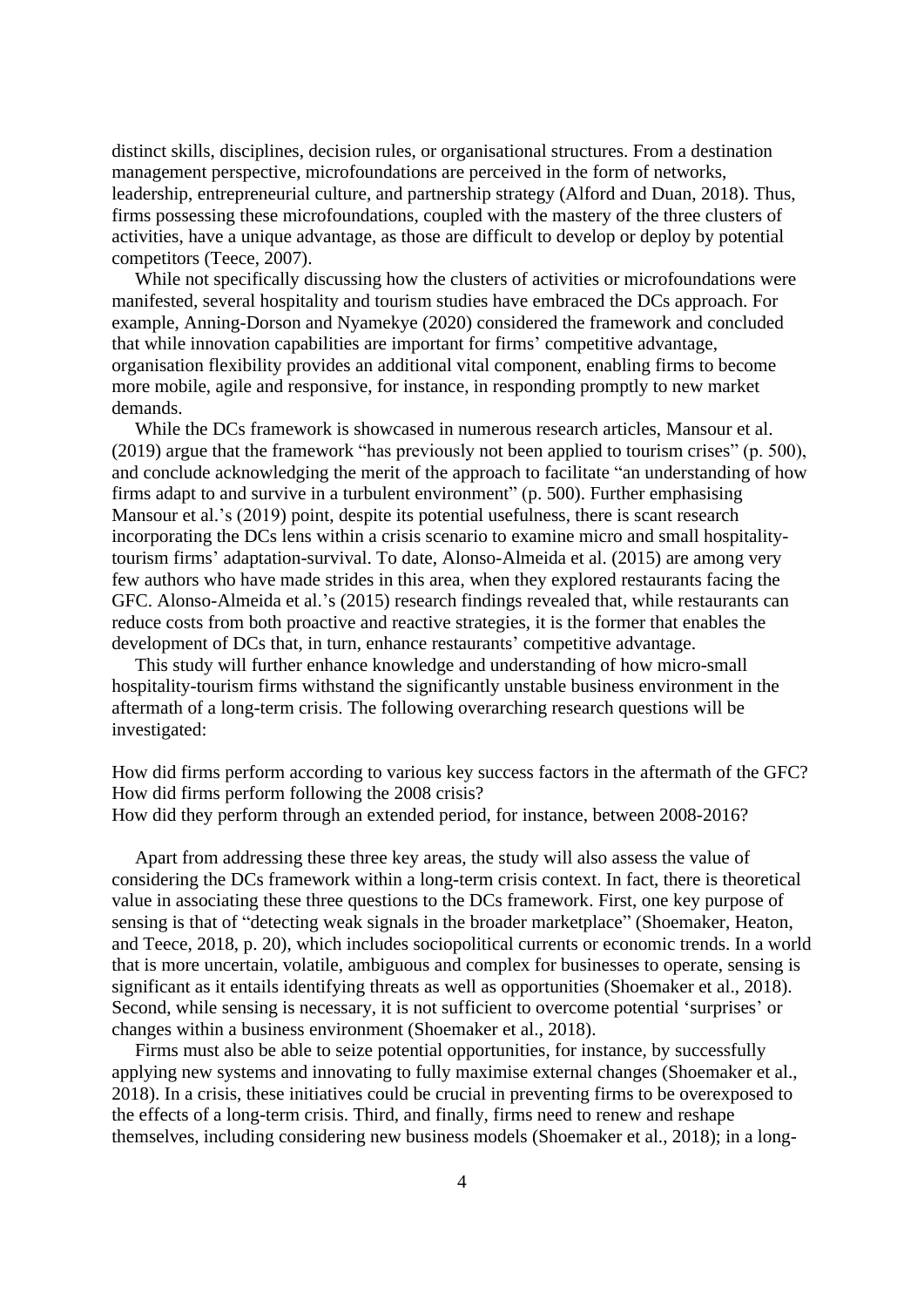distinct skills, disciplines, decision rules, or organisational structures. From a destination management perspective, microfoundations are perceived in the form of networks, leadership, entrepreneurial culture, and partnership strategy (Alford and Duan, 2018). Thus, firms possessing these microfoundations, coupled with the mastery of the three clusters of activities, have a unique advantage, as those are difficult to develop or deploy by potential competitors (Teece, 2007).

While not specifically discussing how the clusters of activities or microfoundations were manifested, several hospitality and tourism studies have embraced the DCs approach. For example, Anning-Dorson and Nyamekye (2020) considered the framework and concluded that while innovation capabilities are important for firms' competitive advantage, organisation flexibility provides an additional vital component, enabling firms to become more mobile, agile and responsive, for instance, in responding promptly to new market demands.

While the DCs framework is showcased in numerous research articles, Mansour et al. (2019) argue that the framework "has previously not been applied to tourism crises" (p. 500), and conclude acknowledging the merit of the approach to facilitate "an understanding of how firms adapt to and survive in a turbulent environment" (p. 500). Further emphasising Mansour et al.'s (2019) point, despite its potential usefulness, there is scant research incorporating the DCs lens within a crisis scenario to examine micro and small hospitality-tourism firms' adaptation-survival. To date, Alonso-Almeida et al. (2015) are among very few authors who have made strides in this area, when they explored restaurants facing the GFC. Alonso-Almeida et al.'s (2015) research findings revealed that, while restaurants can reduce costs from both proactive and reactive strategies, it is the former that enables the development of DCs that, in turn, enhance restaurants' competitive advantage.

This study will further enhance knowledge and understanding of how micro-small hospitality-tourism firms withstand the significantly unstable business environment in the aftermath of a long-term crisis. The following overarching research questions will be investigated:

How did firms perform according to various key success factors in the aftermath of the GFC?
How did firms perform following the 2008 crisis?
How did they perform through an extended period, for instance, between 2008-2016?

Apart from addressing these three key areas, the study will also assess the value of considering the DCs framework within a long-term crisis context. In fact, there is theoretical value in associating these three questions to the DCs framework. First, one key purpose of sensing is that of "detecting weak signals in the broader marketplace" (Shoemaker, Heaton, and Teece, 2018, p. 20), which includes sociopolitical currents or economic trends. In a world that is more uncertain, volatile, ambiguous and complex for businesses to operate, sensing is significant as it entails identifying threats as well as opportunities (Shoemaker et al., 2018). Second, while sensing is necessary, it is not sufficient to overcome potential 'surprises' or changes within a business environment (Shoemaker et al., 2018).

Firms must also be able to seize potential opportunities, for instance, by successfully applying new systems and innovating to fully maximise external changes (Shoemaker et al., 2018). In a crisis, these initiatives could be crucial in preventing firms to be overexposed to the effects of a long-term crisis. Third, and finally, firms need to renew and reshape themselves, including considering new business models (Shoemaker et al., 2018); in a long-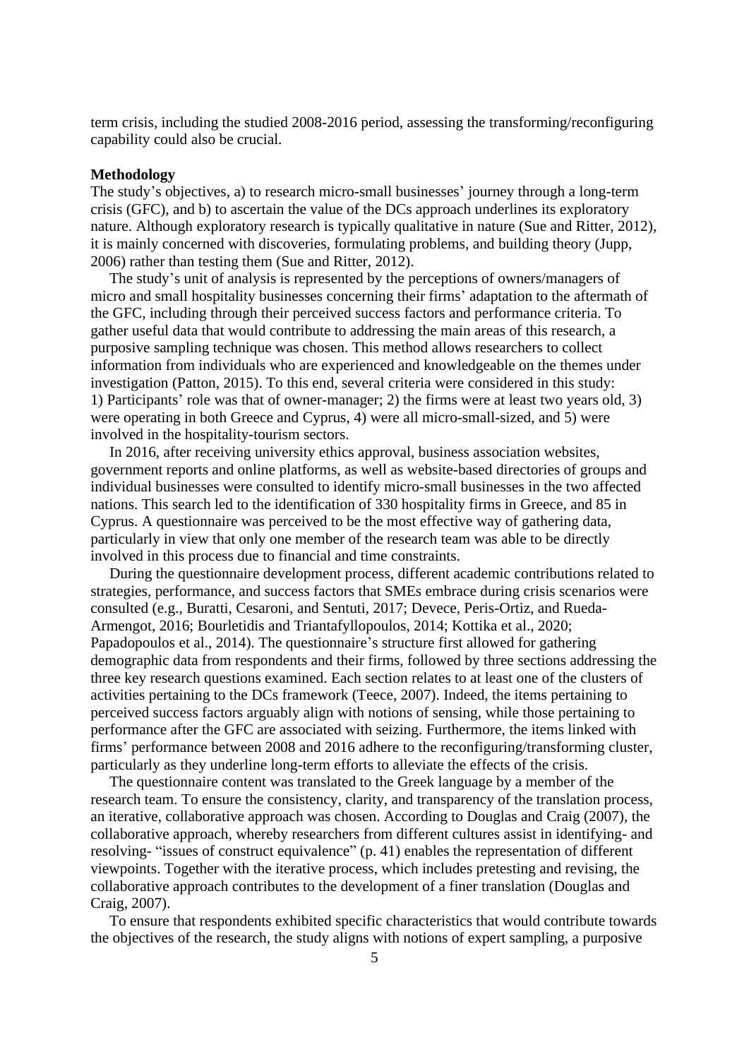term crisis, including the studied 2008-2016 period, assessing the transforming/reconfiguring capability could also be crucial.

**Methodology**

The study's objectives, a) to research micro-small businesses' journey through a long-term crisis (GFC), and b) to ascertain the value of the DCs approach underlines its exploratory nature. Although exploratory research is typically qualitative in nature (Sue and Ritter, 2012), it is mainly concerned with discoveries, formulating problems, and building theory (Jupp, 2006) rather than testing them (Sue and Ritter, 2012).

The study's unit of analysis is represented by the perceptions of owners/managers of micro and small hospitality businesses concerning their firms' adaptation to the aftermath of the GFC, including through their perceived success factors and performance criteria. To gather useful data that would contribute to addressing the main areas of this research, a purposive sampling technique was chosen. This method allows researchers to collect information from individuals who are experienced and knowledgeable on the themes under investigation (Patton, 2015). To this end, several criteria were considered in this study: 1) Participants' role was that of owner-manager; 2) the firms were at least two years old, 3) were operating in both Greece and Cyprus, 4) were all micro-small-sized, and 5) were involved in the hospitality-tourism sectors.

In 2016, after receiving university ethics approval, business association websites, government reports and online platforms, as well as website-based directories of groups and individual businesses were consulted to identify micro-small businesses in the two affected nations. This search led to the identification of 330 hospitality firms in Greece, and 85 in Cyprus. A questionnaire was perceived to be the most effective way of gathering data, particularly in view that only one member of the research team was able to be directly involved in this process due to financial and time constraints.

During the questionnaire development process, different academic contributions related to strategies, performance, and success factors that SMEs embrace during crisis scenarios were consulted (e.g., Buratti, Cesaroni, and Sentuti, 2017; Devece, Peris-Ortiz, and Rueda-Armengot, 2016; Bourletidis and Triantafyllopoulos, 2014; Kottika et al., 2020; Papadopoulos et al., 2014). The questionnaire's structure first allowed for gathering demographic data from respondents and their firms, followed by three sections addressing the three key research questions examined. Each section relates to at least one of the clusters of activities pertaining to the DCs framework (Teece, 2007). Indeed, the items pertaining to perceived success factors arguably align with notions of sensing, while those pertaining to performance after the GFC are associated with seizing. Furthermore, the items linked with firms' performance between 2008 and 2016 adhere to the reconfiguring/transforming cluster, particularly as they underline long-term efforts to alleviate the effects of the crisis.

The questionnaire content was translated to the Greek language by a member of the research team. To ensure the consistency, clarity, and transparency of the translation process, an iterative, collaborative approach was chosen. According to Douglas and Craig (2007), the collaborative approach, whereby researchers from different cultures assist in identifying- and resolving- "issues of construct equivalence" (p. 41) enables the representation of different viewpoints. Together with the iterative process, which includes pretesting and revising, the collaborative approach contributes to the development of a finer translation (Douglas and Craig, 2007).

To ensure that respondents exhibited specific characteristics that would contribute towards the objectives of the research, the study aligns with notions of expert sampling, a purposive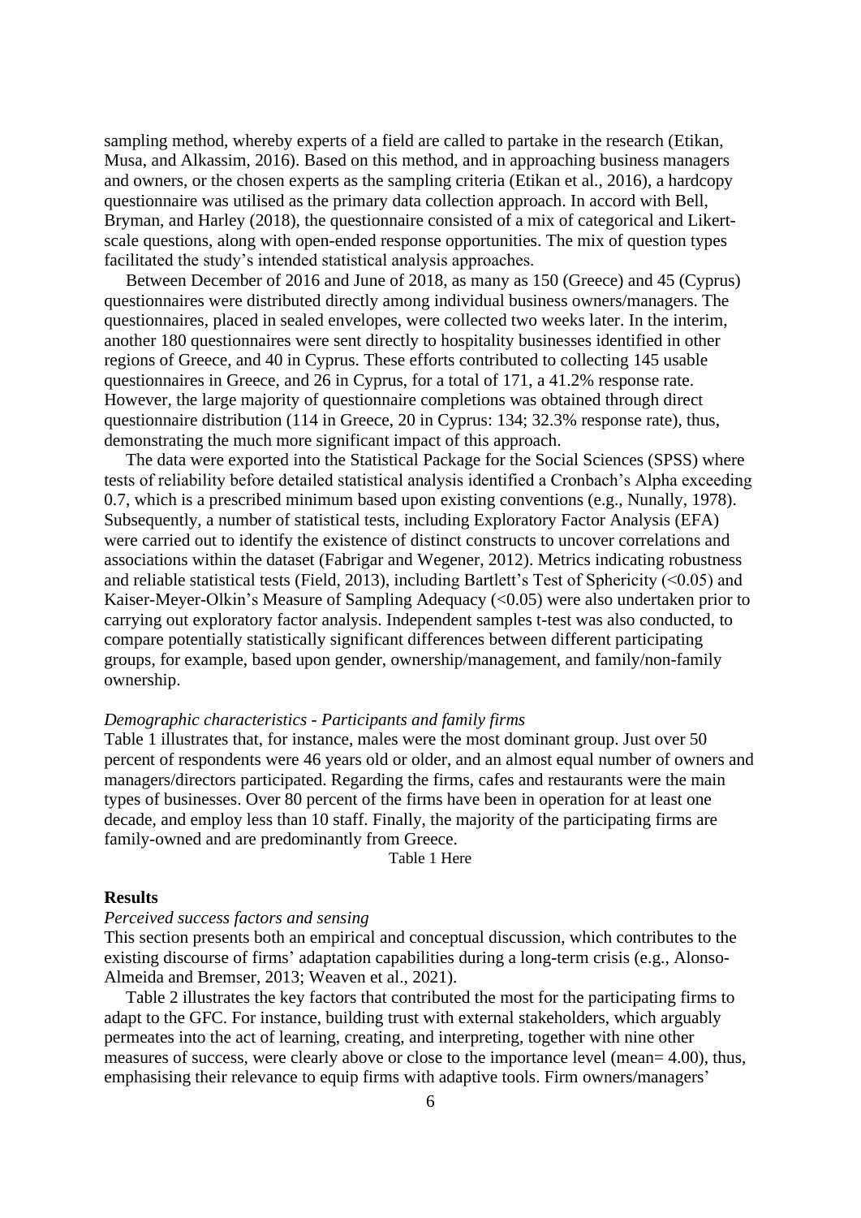sampling method, whereby experts of a field are called to partake in the research (Etikan, Musa, and Alkassim, 2016). Based on this method, and in approaching business managers and owners, or the chosen experts as the sampling criteria (Etikan et al., 2016), a hardcopy questionnaire was utilised as the primary data collection approach. In accord with Bell, Bryman, and Harley (2018), the questionnaire consisted of a mix of categorical and Likert-scale questions, along with open-ended response opportunities. The mix of question types facilitated the study's intended statistical analysis approaches.

Between December of 2016 and June of 2018, as many as 150 (Greece) and 45 (Cyprus) questionnaires were distributed directly among individual business owners/managers. The questionnaires, placed in sealed envelopes, were collected two weeks later. In the interim, another 180 questionnaires were sent directly to hospitality businesses identified in other regions of Greece, and 40 in Cyprus. These efforts contributed to collecting 145 usable questionnaires in Greece, and 26 in Cyprus, for a total of 171, a 41.2% response rate. However, the large majority of questionnaire completions was obtained through direct questionnaire distribution (114 in Greece, 20 in Cyprus: 134; 32.3% response rate), thus, demonstrating the much more significant impact of this approach.

The data were exported into the Statistical Package for the Social Sciences (SPSS) where tests of reliability before detailed statistical analysis identified a Cronbach's Alpha exceeding 0.7, which is a prescribed minimum based upon existing conventions (e.g., Nunally, 1978). Subsequently, a number of statistical tests, including Exploratory Factor Analysis (EFA) were carried out to identify the existence of distinct constructs to uncover correlations and associations within the dataset (Fabrigar and Wegener, 2012). Metrics indicating robustness and reliable statistical tests (Field, 2013), including Bartlett's Test of Sphericity ($<0.05$) and Kaiser-Meyer-Olkin's Measure of Sampling Adequacy ($<0.05$) were also undertaken prior to carrying out exploratory factor analysis. Independent samples t-test was also conducted, to compare potentially statistically significant differences between different participating groups, for example, based upon gender, ownership/management, and family/non-family ownership.

*Demographic characteristics - Participants and family firms*

Table 1 illustrates that, for instance, males were the most dominant group. Just over 50 percent of respondents were 46 years old or older, and an almost equal number of owners and managers/directors participated. Regarding the firms, cafes and restaurants were the main types of businesses. Over 80 percent of the firms have been in operation for at least one decade, and employ less than 10 staff. Finally, the majority of the participating firms are family-owned and are predominantly from Greece.

Table 1 Here

## Results

*Perceived success factors and sensing*

This section presents both an empirical and conceptual discussion, which contributes to the existing discourse of firms' adaptation capabilities during a long-term crisis (e.g., Alonso-Almeida and Bremser, 2013; Weaven et al., 2021).

Table 2 illustrates the key factors that contributed the most for the participating firms to adapt to the GFC. For instance, building trust with external stakeholders, which arguably permeates into the act of learning, creating, and interpreting, together with nine other measures of success, were clearly above or close to the importance level (mean= 4.00), thus, emphasising their relevance to equip firms with adaptive tools. Firm owners/managers'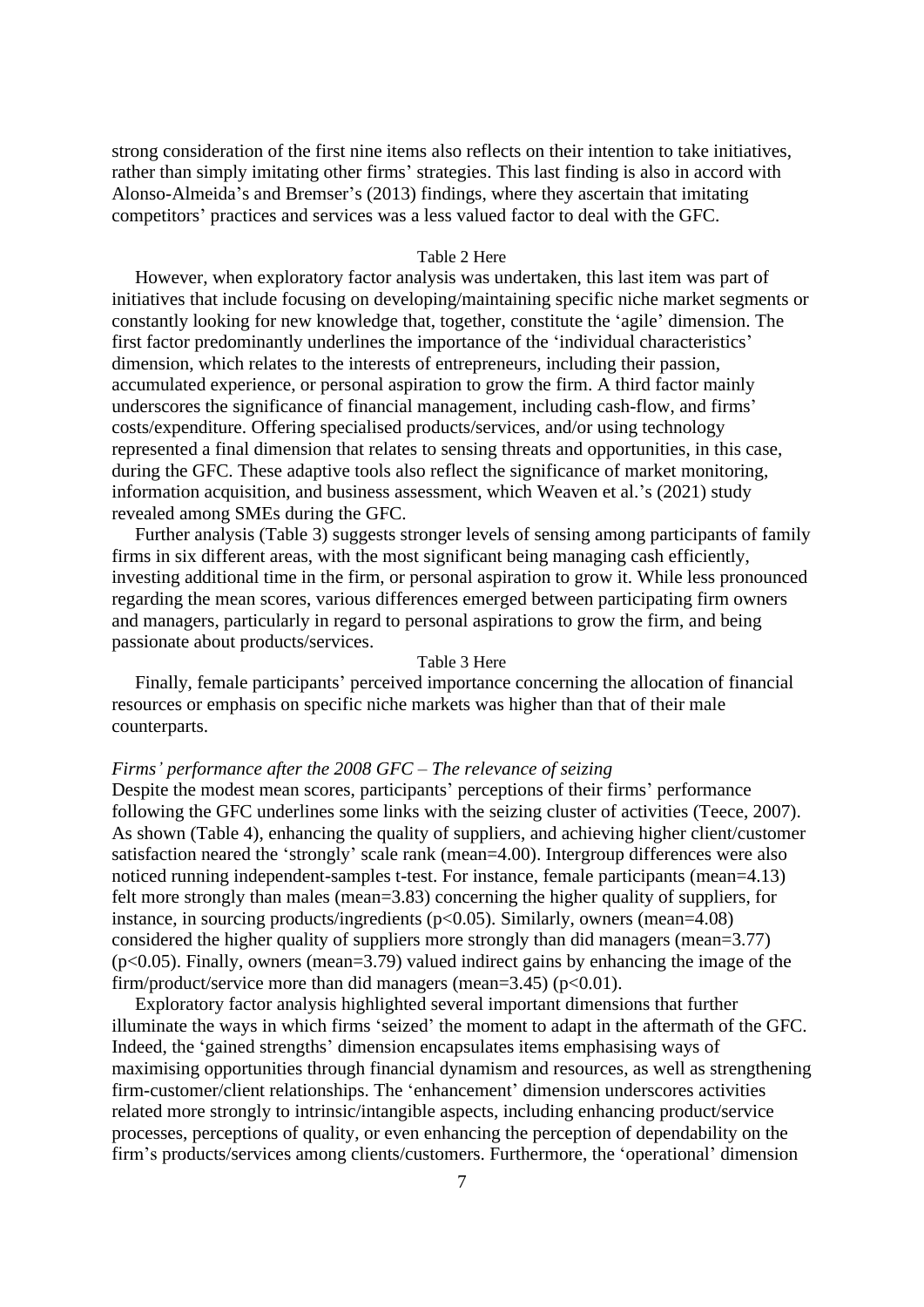strong consideration of the first nine items also reflects on their intention to take initiatives, rather than simply imitating other firms' strategies. This last finding is also in accord with Alonso-Almeida's and Bremser's (2013) findings, where they ascertain that imitating competitors' practices and services was a less valued factor to deal with the GFC.

Table 2 Here

However, when exploratory factor analysis was undertaken, this last item was part of initiatives that include focusing on developing/maintaining specific niche market segments or constantly looking for new knowledge that, together, constitute the 'agile' dimension. The first factor predominantly underlines the importance of the 'individual characteristics' dimension, which relates to the interests of entrepreneurs, including their passion, accumulated experience, or personal aspiration to grow the firm. A third factor mainly underscores the significance of financial management, including cash-flow, and firms' costs/expenditure. Offering specialised products/services, and/or using technology represented a final dimension that relates to sensing threats and opportunities, in this case, during the GFC. These adaptive tools also reflect the significance of market monitoring, information acquisition, and business assessment, which Weaven et al.'s (2021) study revealed among SMEs during the GFC.

Further analysis (Table 3) suggests stronger levels of sensing among participants of family firms in six different areas, with the most significant being managing cash efficiently, investing additional time in the firm, or personal aspiration to grow it. While less pronounced regarding the mean scores, various differences emerged between participating firm owners and managers, particularly in regard to personal aspirations to grow the firm, and being passionate about products/services.

Table 3 Here

Finally, female participants' perceived importance concerning the allocation of financial resources or emphasis on specific niche markets was higher than that of their male counterparts.

*Firms' performance after the 2008 GFC – The relevance of seizing*

Despite the modest mean scores, participants' perceptions of their firms' performance following the GFC underlines some links with the seizing cluster of activities (Teece, 2007). As shown (Table 4), enhancing the quality of suppliers, and achieving higher client/customer satisfaction neared the 'strongly' scale rank (mean=4.00). Intergroup differences were also noticed running independent-samples t-test. For instance, female participants (mean=4.13) felt more strongly than males (mean=3.83) concerning the higher quality of suppliers, for instance, in sourcing products/ingredients ($p<0.05$). Similarly, owners (mean=4.08) considered the higher quality of suppliers more strongly than did managers (mean=3.77) ($p<0.05$). Finally, owners (mean=3.79) valued indirect gains by enhancing the image of the firm/product/service more than did managers (mean=3.45) ($p<0.01$).

Exploratory factor analysis highlighted several important dimensions that further illuminate the ways in which firms 'seized' the moment to adapt in the aftermath of the GFC. Indeed, the 'gained strengths' dimension encapsulates items emphasising ways of maximising opportunities through financial dynamism and resources, as well as strengthening firm-customer/client relationships. The 'enhancement' dimension underscores activities related more strongly to intrinsic/intangible aspects, including enhancing product/service processes, perceptions of quality, or even enhancing the perception of dependability on the firm's products/services among clients/customers. Furthermore, the 'operational' dimension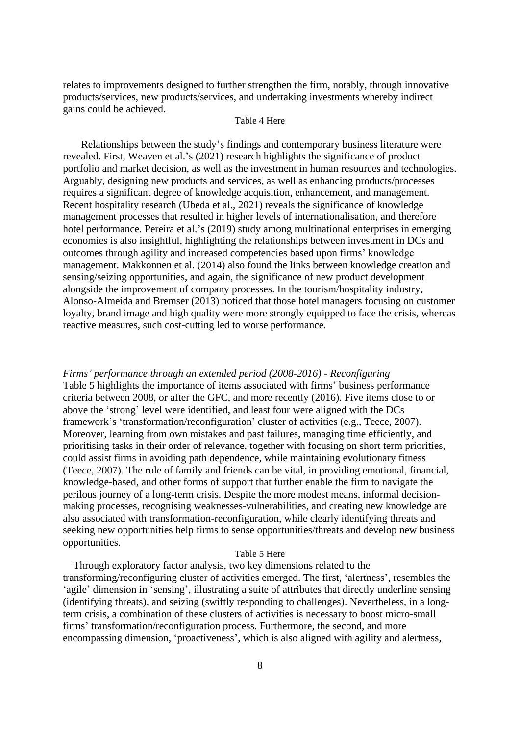relates to improvements designed to further strengthen the firm, notably, through innovative products/services, new products/services, and undertaking investments whereby indirect gains could be achieved.

Table 4 Here

Relationships between the study's findings and contemporary business literature were revealed. First, Weaven et al.'s (2021) research highlights the significance of product portfolio and market decision, as well as the investment in human resources and technologies. Arguably, designing new products and services, as well as enhancing products/processes requires a significant degree of knowledge acquisition, enhancement, and management. Recent hospitality research (Ubeda et al., 2021) reveals the significance of knowledge management processes that resulted in higher levels of internationalisation, and therefore hotel performance. Pereira et al.'s (2019) study among multinational enterprises in emerging economies is also insightful, highlighting the relationships between investment in DCs and outcomes through agility and increased competencies based upon firms' knowledge management. Makkonnen et al. (2014) also found the links between knowledge creation and sensing/seizing opportunities, and again, the significance of new product development alongside the improvement of company processes. In the tourism/hospitality industry, Alonso-Almeida and Bremser (2013) noticed that those hotel managers focusing on customer loyalty, brand image and high quality were more strongly equipped to face the crisis, whereas reactive measures, such cost-cutting led to worse performance.

*Firms' performance through an extended period (2008-2016) - Reconfiguring*

Table 5 highlights the importance of items associated with firms' business performance criteria between 2008, or after the GFC, and more recently (2016). Five items close to or above the 'strong' level were identified, and least four were aligned with the DCs framework's 'transformation/reconfiguration' cluster of activities (e.g., Teece, 2007). Moreover, learning from own mistakes and past failures, managing time efficiently, and prioritising tasks in their order of relevance, together with focusing on short term priorities, could assist firms in avoiding path dependence, while maintaining evolutionary fitness (Teece, 2007). The role of family and friends can be vital, in providing emotional, financial, knowledge-based, and other forms of support that further enable the firm to navigate the perilous journey of a long-term crisis. Despite the more modest means, informal decision-making processes, recognising weaknesses-vulnerabilities, and creating new knowledge are also associated with transformation-reconfiguration, while clearly identifying threats and seeking new opportunities help firms to sense opportunities/threats and develop new business opportunities.

Table 5 Here

Through exploratory factor analysis, two key dimensions related to the transforming/reconfiguring cluster of activities emerged. The first, 'alertness', resembles the 'agile' dimension in 'sensing', illustrating a suite of attributes that directly underline sensing (identifying threats), and seizing (swiftly responding to challenges). Nevertheless, in a long-term crisis, a combination of these clusters of activities is necessary to boost micro-small firms' transformation/reconfiguration process. Furthermore, the second, and more encompassing dimension, 'proactiveness', which is also aligned with agility and alertness,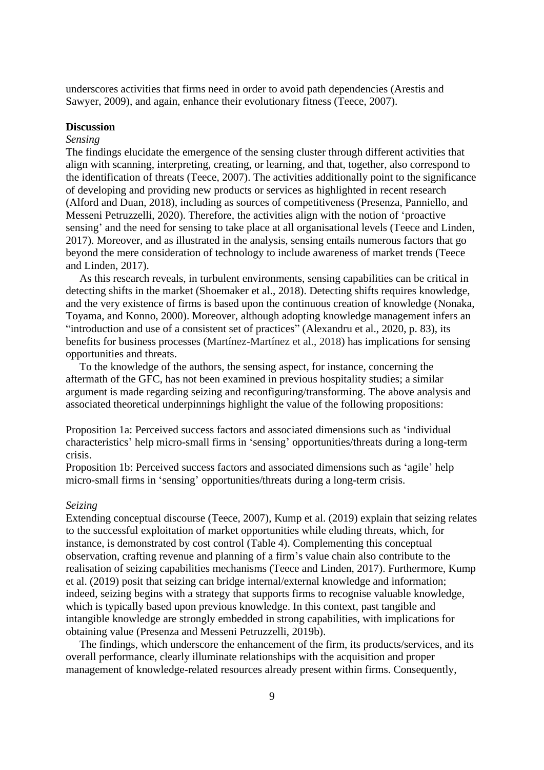underscores activities that firms need in order to avoid path dependencies (Arestis and Sawyer, 2009), and again, enhance their evolutionary fitness (Teece, 2007).

## Discussion

### *Sensing*

The findings elucidate the emergence of the sensing cluster through different activities that align with scanning, interpreting, creating, or learning, and that, together, also correspond to the identification of threats (Teece, 2007). The activities additionally point to the significance of developing and providing new products or services as highlighted in recent research (Alford and Duan, 2018), including as sources of competitiveness (Presenza, Panniello, and Messeni Petruzzelli, 2020). Therefore, the activities align with the notion of 'proactive sensing' and the need for sensing to take place at all organisational levels (Teece and Linden, 2017). Moreover, and as illustrated in the analysis, sensing entails numerous factors that go beyond the mere consideration of technology to include awareness of market trends (Teece and Linden, 2017).

As this research reveals, in turbulent environments, sensing capabilities can be critical in detecting shifts in the market (Shoemaker et al., 2018). Detecting shifts requires knowledge, and the very existence of firms is based upon the continuous creation of knowledge (Nonaka, Toyama, and Konno, 2000). Moreover, although adopting knowledge management infers an "introduction and use of a consistent set of practices" (Alexandru et al., 2020, p. 83), its benefits for business processes (Martínez-Martínez et al., 2018) has implications for sensing opportunities and threats.

To the knowledge of the authors, the sensing aspect, for instance, concerning the aftermath of the GFC, has not been examined in previous hospitality studies; a similar argument is made regarding seizing and reconfiguring/transforming. The above analysis and associated theoretical underpinnings highlight the value of the following propositions:

Proposition 1a: Perceived success factors and associated dimensions such as 'individual characteristics' help micro-small firms in 'sensing' opportunities/threats during a long-term crisis.
Proposition 1b: Perceived success factors and associated dimensions such as 'agile' help micro-small firms in 'sensing' opportunities/threats during a long-term crisis.

### *Seizing*

Extending conceptual discourse (Teece, 2007), Kump et al. (2019) explain that seizing relates to the successful exploitation of market opportunities while eluding threats, which, for instance, is demonstrated by cost control (Table 4). Complementing this conceptual observation, crafting revenue and planning of a firm's value chain also contribute to the realisation of seizing capabilities mechanisms (Teece and Linden, 2017). Furthermore, Kump et al. (2019) posit that seizing can bridge internal/external knowledge and information; indeed, seizing begins with a strategy that supports firms to recognise valuable knowledge, which is typically based upon previous knowledge. In this context, past tangible and intangible knowledge are strongly embedded in strong capabilities, with implications for obtaining value (Presenza and Messeni Petruzzelli, 2019b).

The findings, which underscore the enhancement of the firm, its products/services, and its overall performance, clearly illuminate relationships with the acquisition and proper management of knowledge-related resources already present within firms. Consequently,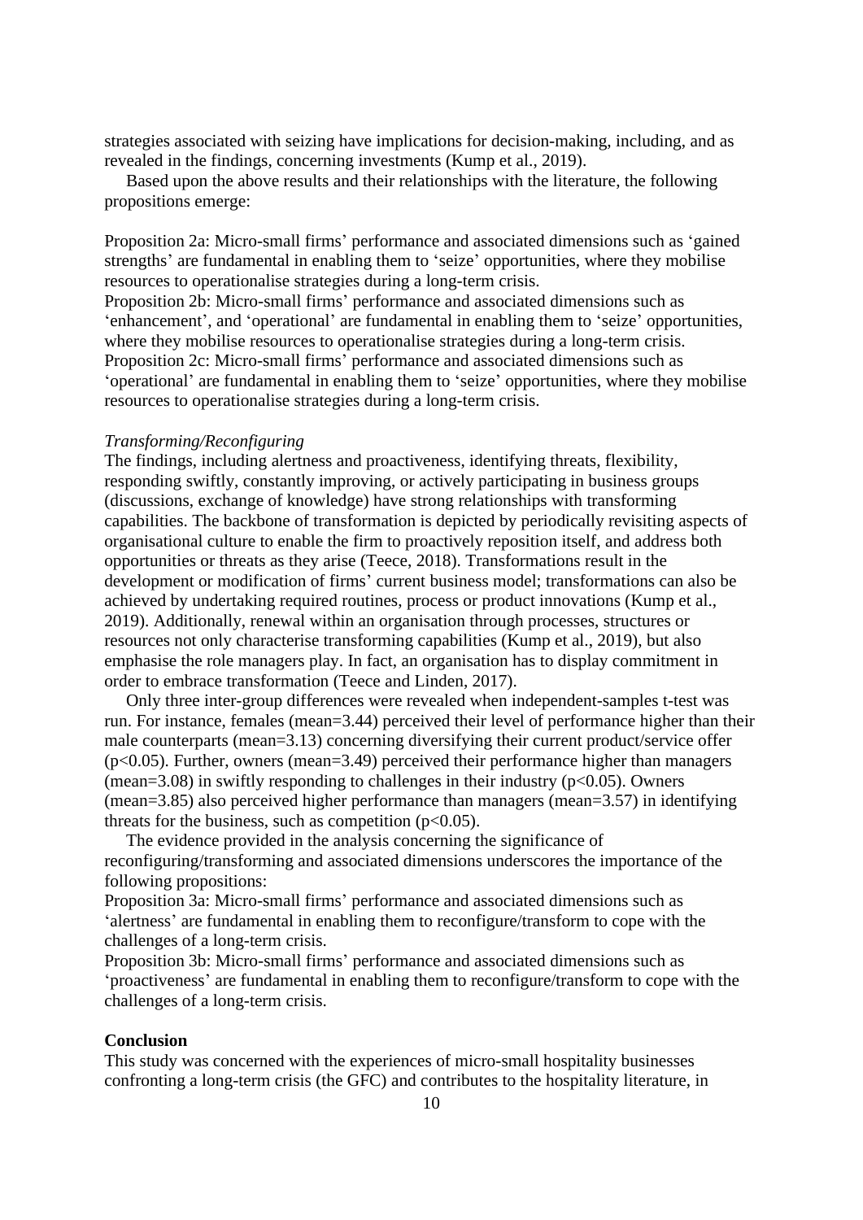strategies associated with seizing have implications for decision-making, including, and as revealed in the findings, concerning investments (Kump et al., 2019).

Based upon the above results and their relationships with the literature, the following propositions emerge:

Proposition 2a: Micro-small firms' performance and associated dimensions such as 'gained strengths' are fundamental in enabling them to 'seize' opportunities, where they mobilise resources to operationalise strategies during a long-term crisis.
Proposition 2b: Micro-small firms' performance and associated dimensions such as 'enhancement', and 'operational' are fundamental in enabling them to 'seize' opportunities, where they mobilise resources to operationalise strategies during a long-term crisis.
Proposition 2c: Micro-small firms' performance and associated dimensions such as 'operational' are fundamental in enabling them to 'seize' opportunities, where they mobilise resources to operationalise strategies during a long-term crisis.

*Transforming/Reconfiguring*

The findings, including alertness and proactiveness, identifying threats, flexibility, responding swiftly, constantly improving, or actively participating in business groups (discussions, exchange of knowledge) have strong relationships with transforming capabilities. The backbone of transformation is depicted by periodically revisiting aspects of organisational culture to enable the firm to proactively reposition itself, and address both opportunities or threats as they arise (Teece, 2018). Transformations result in the development or modification of firms' current business model; transformations can also be achieved by undertaking required routines, process or product innovations (Kump et al., 2019). Additionally, renewal within an organisation through processes, structures or resources not only characterise transforming capabilities (Kump et al., 2019), but also emphasise the role managers play. In fact, an organisation has to display commitment in order to embrace transformation (Teece and Linden, 2017).

Only three inter-group differences were revealed when independent-samples t-test was run. For instance, females (mean=3.44) perceived their level of performance higher than their male counterparts (mean=3.13) concerning diversifying their current product/service offer ($p<0.05$). Further, owners (mean=3.49) perceived their performance higher than managers (mean=3.08) in swiftly responding to challenges in their industry ($p<0.05$). Owners (mean=3.85) also perceived higher performance than managers (mean=3.57) in identifying threats for the business, such as competition ($p<0.05$).

The evidence provided in the analysis concerning the significance of reconfiguring/transforming and associated dimensions underscores the importance of the following propositions:
Proposition 3a: Micro-small firms' performance and associated dimensions such as 'alertness' are fundamental in enabling them to reconfigure/transform to cope with the challenges of a long-term crisis.
Proposition 3b: Micro-small firms' performance and associated dimensions such as 'proactiveness' are fundamental in enabling them to reconfigure/transform to cope with the challenges of a long-term crisis.

**Conclusion**

This study was concerned with the experiences of micro-small hospitality businesses confronting a long-term crisis (the GFC) and contributes to the hospitality literature, in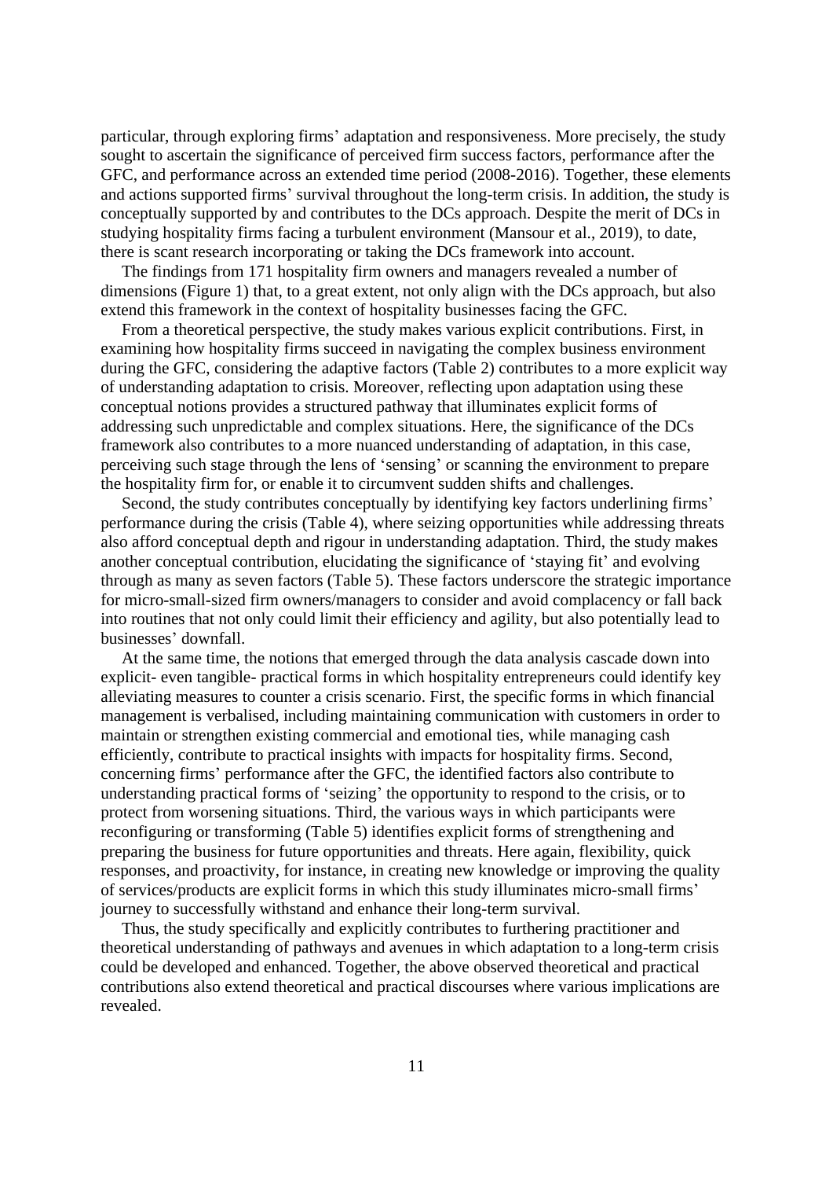particular, through exploring firms' adaptation and responsiveness. More precisely, the study sought to ascertain the significance of perceived firm success factors, performance after the GFC, and performance across an extended time period (2008-2016). Together, these elements and actions supported firms' survival throughout the long-term crisis. In addition, the study is conceptually supported by and contributes to the DCs approach. Despite the merit of DCs in studying hospitality firms facing a turbulent environment (Mansour et al., 2019), to date, there is scant research incorporating or taking the DCs framework into account.

The findings from 171 hospitality firm owners and managers revealed a number of dimensions (Figure 1) that, to a great extent, not only align with the DCs approach, but also extend this framework in the context of hospitality businesses facing the GFC.

From a theoretical perspective, the study makes various explicit contributions. First, in examining how hospitality firms succeed in navigating the complex business environment during the GFC, considering the adaptive factors (Table 2) contributes to a more explicit way of understanding adaptation to crisis. Moreover, reflecting upon adaptation using these conceptual notions provides a structured pathway that illuminates explicit forms of addressing such unpredictable and complex situations. Here, the significance of the DCs framework also contributes to a more nuanced understanding of adaptation, in this case, perceiving such stage through the lens of 'sensing' or scanning the environment to prepare the hospitality firm for, or enable it to circumvent sudden shifts and challenges.

Second, the study contributes conceptually by identifying key factors underlining firms' performance during the crisis (Table 4), where seizing opportunities while addressing threats also afford conceptual depth and rigour in understanding adaptation. Third, the study makes another conceptual contribution, elucidating the significance of 'staying fit' and evolving through as many as seven factors (Table 5). These factors underscore the strategic importance for micro-small-sized firm owners/managers to consider and avoid complacency or fall back into routines that not only could limit their efficiency and agility, but also potentially lead to businesses' downfall.

At the same time, the notions that emerged through the data analysis cascade down into explicit- even tangible- practical forms in which hospitality entrepreneurs could identify key alleviating measures to counter a crisis scenario. First, the specific forms in which financial management is verbalised, including maintaining communication with customers in order to maintain or strengthen existing commercial and emotional ties, while managing cash efficiently, contribute to practical insights with impacts for hospitality firms. Second, concerning firms' performance after the GFC, the identified factors also contribute to understanding practical forms of 'seizing' the opportunity to respond to the crisis, or to protect from worsening situations. Third, the various ways in which participants were reconfiguring or transforming (Table 5) identifies explicit forms of strengthening and preparing the business for future opportunities and threats. Here again, flexibility, quick responses, and proactivity, for instance, in creating new knowledge or improving the quality of services/products are explicit forms in which this study illuminates micro-small firms' journey to successfully withstand and enhance their long-term survival.

Thus, the study specifically and explicitly contributes to furthering practitioner and theoretical understanding of pathways and avenues in which adaptation to a long-term crisis could be developed and enhanced. Together, the above observed theoretical and practical contributions also extend theoretical and practical discourses where various implications are revealed.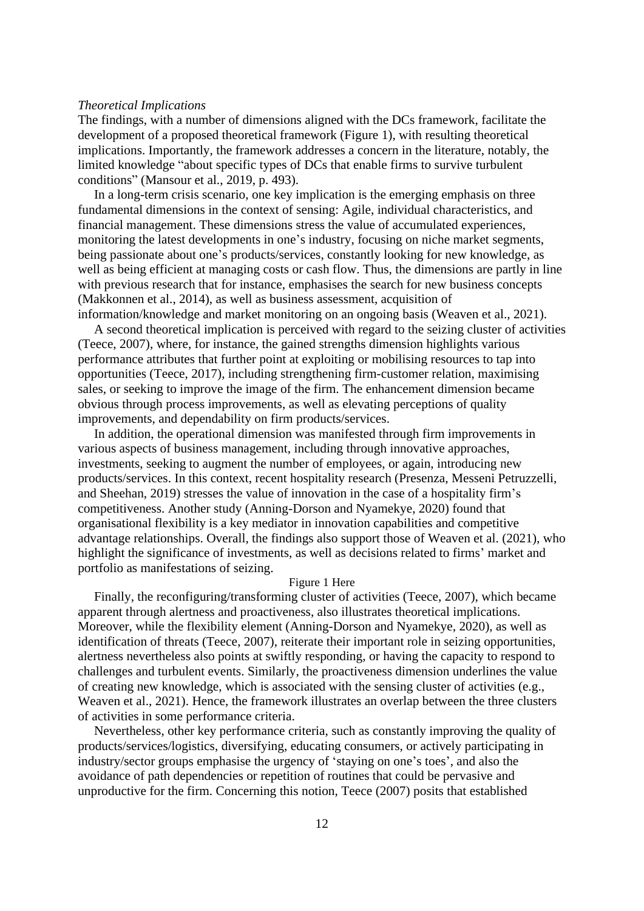*Theoretical Implications*

The findings, with a number of dimensions aligned with the DCs framework, facilitate the development of a proposed theoretical framework (Figure 1), with resulting theoretical implications. Importantly, the framework addresses a concern in the literature, notably, the limited knowledge "about specific types of DCs that enable firms to survive turbulent conditions" (Mansour et al., 2019, p. 493).

In a long-term crisis scenario, one key implication is the emerging emphasis on three fundamental dimensions in the context of sensing: Agile, individual characteristics, and financial management. These dimensions stress the value of accumulated experiences, monitoring the latest developments in one's industry, focusing on niche market segments, being passionate about one's products/services, constantly looking for new knowledge, as well as being efficient at managing costs or cash flow. Thus, the dimensions are partly in line with previous research that for instance, emphasises the search for new business concepts (Makkonnen et al., 2014), as well as business assessment, acquisition of information/knowledge and market monitoring on an ongoing basis (Weaven et al., 2021).

A second theoretical implication is perceived with regard to the seizing cluster of activities (Teece, 2007), where, for instance, the gained strengths dimension highlights various performance attributes that further point at exploiting or mobilising resources to tap into opportunities (Teece, 2017), including strengthening firm-customer relation, maximising sales, or seeking to improve the image of the firm. The enhancement dimension became obvious through process improvements, as well as elevating perceptions of quality improvements, and dependability on firm products/services.

In addition, the operational dimension was manifested through firm improvements in various aspects of business management, including through innovative approaches, investments, seeking to augment the number of employees, or again, introducing new products/services. In this context, recent hospitality research (Presenza, Messeni Petruzzelli, and Sheehan, 2019) stresses the value of innovation in the case of a hospitality firm's competitiveness. Another study (Anning-Dorson and Nyamekye, 2020) found that organisational flexibility is a key mediator in innovation capabilities and competitive advantage relationships. Overall, the findings also support those of Weaven et al. (2021), who highlight the significance of investments, as well as decisions related to firms' market and portfolio as manifestations of seizing.

Figure 1 Here

Finally, the reconfiguring/transforming cluster of activities (Teece, 2007), which became apparent through alertness and proactiveness, also illustrates theoretical implications. Moreover, while the flexibility element (Anning-Dorson and Nyamekye, 2020), as well as identification of threats (Teece, 2007), reiterate their important role in seizing opportunities, alertness nevertheless also points at swiftly responding, or having the capacity to respond to challenges and turbulent events. Similarly, the proactiveness dimension underlines the value of creating new knowledge, which is associated with the sensing cluster of activities (e.g., Weaven et al., 2021). Hence, the framework illustrates an overlap between the three clusters of activities in some performance criteria.

Nevertheless, other key performance criteria, such as constantly improving the quality of products/services/logistics, diversifying, educating consumers, or actively participating in industry/sector groups emphasise the urgency of 'staying on one's toes', and also the avoidance of path dependencies or repetition of routines that could be pervasive and unproductive for the firm. Concerning this notion, Teece (2007) posits that established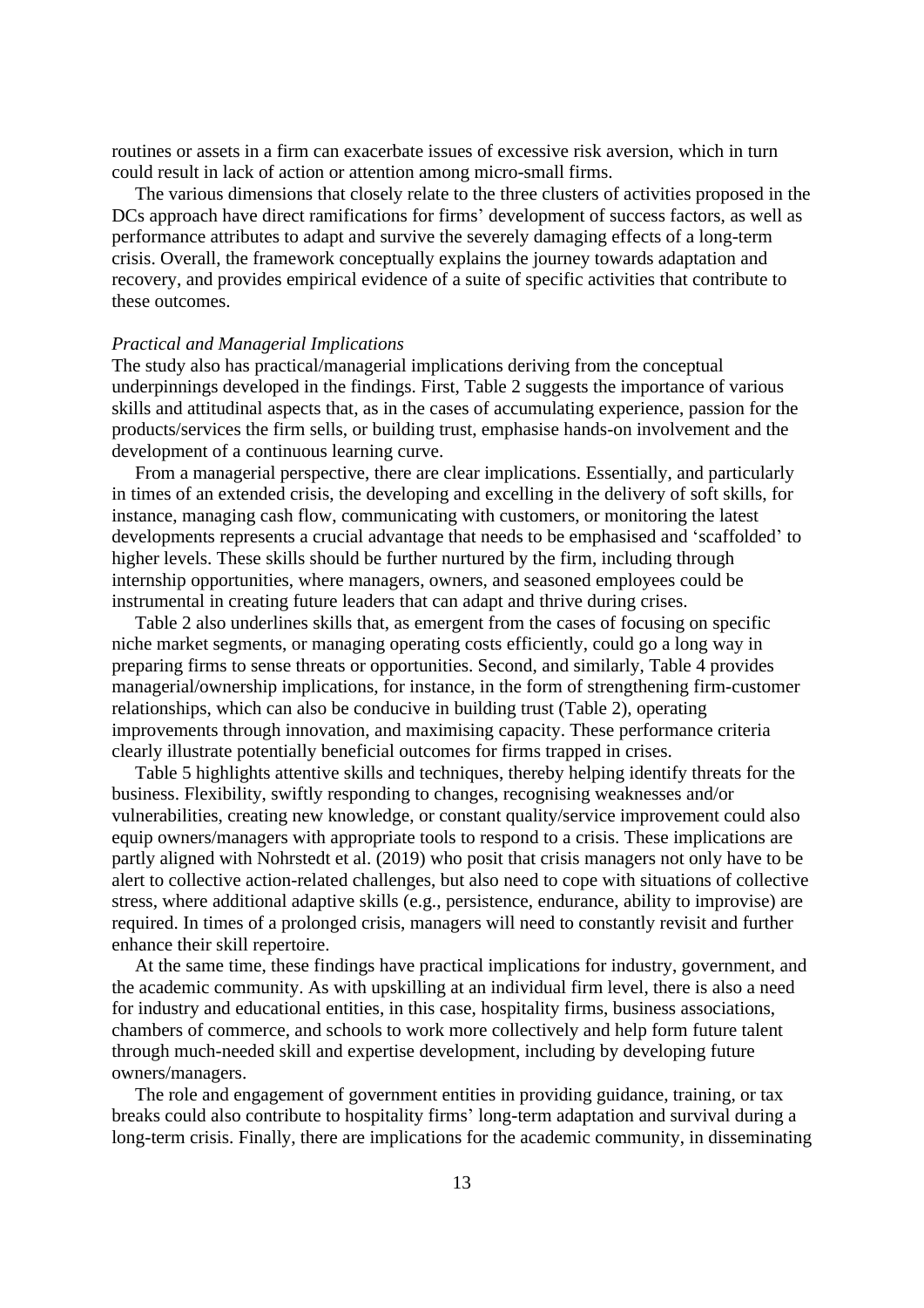routines or assets in a firm can exacerbate issues of excessive risk aversion, which in turn could result in lack of action or attention among micro-small firms.

The various dimensions that closely relate to the three clusters of activities proposed in the DCs approach have direct ramifications for firms' development of success factors, as well as performance attributes to adapt and survive the severely damaging effects of a long-term crisis. Overall, the framework conceptually explains the journey towards adaptation and recovery, and provides empirical evidence of a suite of specific activities that contribute to these outcomes.

*Practical and Managerial Implications*

The study also has practical/managerial implications deriving from the conceptual underpinnings developed in the findings. First, Table 2 suggests the importance of various skills and attitudinal aspects that, as in the cases of accumulating experience, passion for the products/services the firm sells, or building trust, emphasise hands-on involvement and the development of a continuous learning curve.

From a managerial perspective, there are clear implications. Essentially, and particularly in times of an extended crisis, the developing and excelling in the delivery of soft skills, for instance, managing cash flow, communicating with customers, or monitoring the latest developments represents a crucial advantage that needs to be emphasised and 'scaffolded' to higher levels. These skills should be further nurtured by the firm, including through internship opportunities, where managers, owners, and seasoned employees could be instrumental in creating future leaders that can adapt and thrive during crises.

Table 2 also underlines skills that, as emergent from the cases of focusing on specific niche market segments, or managing operating costs efficiently, could go a long way in preparing firms to sense threats or opportunities. Second, and similarly, Table 4 provides managerial/ownership implications, for instance, in the form of strengthening firm-customer relationships, which can also be conducive in building trust (Table 2), operating improvements through innovation, and maximising capacity. These performance criteria clearly illustrate potentially beneficial outcomes for firms trapped in crises.

Table 5 highlights attentive skills and techniques, thereby helping identify threats for the business. Flexibility, swiftly responding to changes, recognising weaknesses and/or vulnerabilities, creating new knowledge, or constant quality/service improvement could also equip owners/managers with appropriate tools to respond to a crisis. These implications are partly aligned with Nohrstedt et al. (2019) who posit that crisis managers not only have to be alert to collective action-related challenges, but also need to cope with situations of collective stress, where additional adaptive skills (e.g., persistence, endurance, ability to improvise) are required. In times of a prolonged crisis, managers will need to constantly revisit and further enhance their skill repertoire.

At the same time, these findings have practical implications for industry, government, and the academic community. As with upskilling at an individual firm level, there is also a need for industry and educational entities, in this case, hospitality firms, business associations, chambers of commerce, and schools to work more collectively and help form future talent through much-needed skill and expertise development, including by developing future owners/managers.

The role and engagement of government entities in providing guidance, training, or tax breaks could also contribute to hospitality firms' long-term adaptation and survival during a long-term crisis. Finally, there are implications for the academic community, in disseminating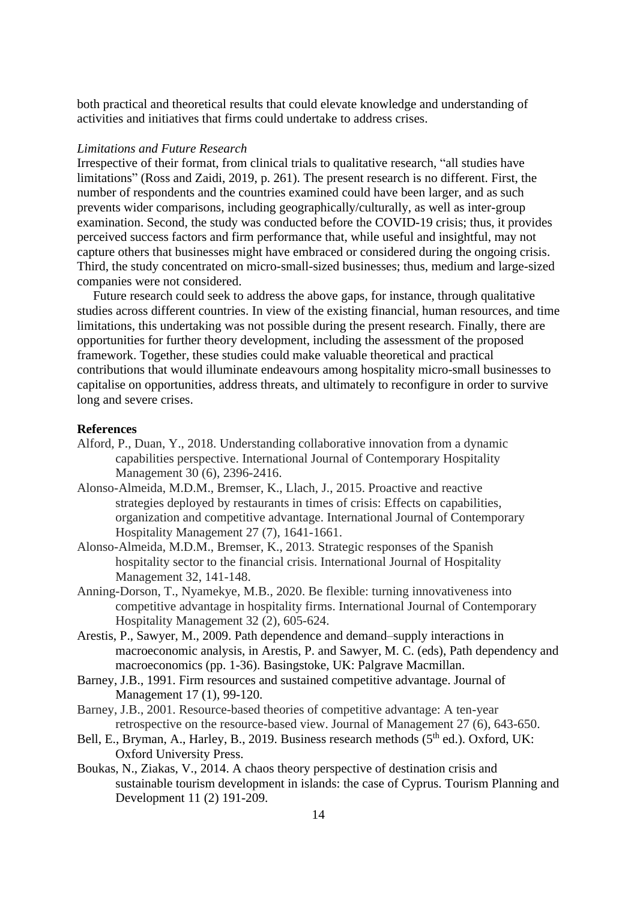both practical and theoretical results that could elevate knowledge and understanding of activities and initiatives that firms could undertake to address crises.

*Limitations and Future Research*

Irrespective of their format, from clinical trials to qualitative research, "all studies have limitations" (Ross and Zaidi, 2019, p. 261). The present research is no different. First, the number of respondents and the countries examined could have been larger, and as such prevents wider comparisons, including geographically/culturally, as well as inter-group examination. Second, the study was conducted before the COVID-19 crisis; thus, it provides perceived success factors and firm performance that, while useful and insightful, may not capture others that businesses might have embraced or considered during the ongoing crisis. Third, the study concentrated on micro-small-sized businesses; thus, medium and large-sized companies were not considered.

Future research could seek to address the above gaps, for instance, through qualitative studies across different countries. In view of the existing financial, human resources, and time limitations, this undertaking was not possible during the present research. Finally, there are opportunities for further theory development, including the assessment of the proposed framework. Together, these studies could make valuable theoretical and practical contributions that would illuminate endeavours among hospitality micro-small businesses to capitalise on opportunities, address threats, and ultimately to reconfigure in order to survive long and severe crises.

**References**

Alford, P., Duan, Y., 2018. Understanding collaborative innovation from a dynamic capabilities perspective. International Journal of Contemporary Hospitality Management 30 (6), 2396-2416.

Alonso-Almeida, M.D.M., Bremser, K., Llach, J., 2015. Proactive and reactive strategies deployed by restaurants in times of crisis: Effects on capabilities, organization and competitive advantage. International Journal of Contemporary Hospitality Management 27 (7), 1641-1661.

Alonso-Almeida, M.D.M., Bremser, K., 2013. Strategic responses of the Spanish hospitality sector to the financial crisis. International Journal of Hospitality Management 32, 141-148.

Anning-Dorson, T., Nyamekye, M.B., 2020. Be flexible: turning innovativeness into competitive advantage in hospitality firms. International Journal of Contemporary Hospitality Management 32 (2), 605-624.

Arestis, P., Sawyer, M., 2009. Path dependence and demand–supply interactions in macroeconomic analysis, in Arestis, P. and Sawyer, M. C. (eds), Path dependency and macroeconomics (pp. 1-36). Basingstoke, UK: Palgrave Macmillan.

Barney, J.B., 1991. Firm resources and sustained competitive advantage. Journal of Management 17 (1), 99-120.

Barney, J.B., 2001. Resource-based theories of competitive advantage: A ten-year retrospective on the resource-based view. Journal of Management 27 (6), 643-650.

Bell, E., Bryman, A., Harley, B., 2019. Business research methods (5th ed.). Oxford, UK: Oxford University Press.

Boukas, N., Ziakas, V., 2014. A chaos theory perspective of destination crisis and sustainable tourism development in islands: the case of Cyprus. Tourism Planning and Development 11 (2) 191-209.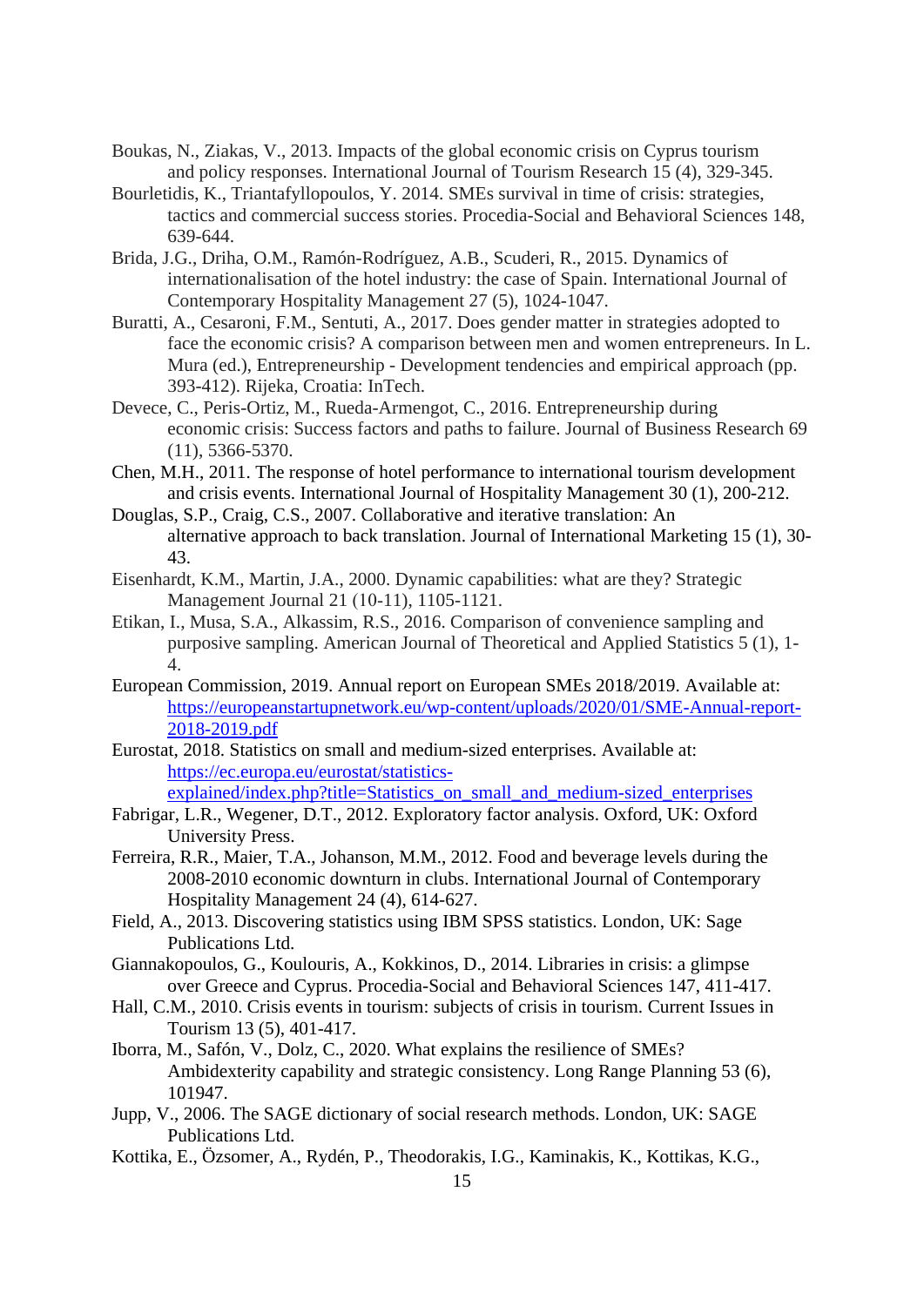Boukas, N., Ziakas, V., 2013. Impacts of the global economic crisis on Cyprus tourism and policy responses. International Journal of Tourism Research 15 (4), 329-345.

Bourletidis, K., Triantafyllopoulos, Y. 2014. SMEs survival in time of crisis: strategies, tactics and commercial success stories. Procedia-Social and Behavioral Sciences 148, 639-644.

Brida, J.G., Driha, O.M., Ramón-Rodríguez, A.B., Scuderi, R., 2015. Dynamics of internationalisation of the hotel industry: the case of Spain. International Journal of Contemporary Hospitality Management 27 (5), 1024-1047.

Buratti, A., Cesaroni, F.M., Sentuti, A., 2017. Does gender matter in strategies adopted to face the economic crisis? A comparison between men and women entrepreneurs. In L. Mura (ed.), Entrepreneurship - Development tendencies and empirical approach (pp. 393-412). Rijeka, Croatia: InTech.

Devece, C., Peris-Ortiz, M., Rueda-Armengot, C., 2016. Entrepreneurship during economic crisis: Success factors and paths to failure. Journal of Business Research 69 (11), 5366-5370.

Chen, M.H., 2011. The response of hotel performance to international tourism development and crisis events. International Journal of Hospitality Management 30 (1), 200-212.

Douglas, S.P., Craig, C.S., 2007. Collaborative and iterative translation: An alternative approach to back translation. Journal of International Marketing 15 (1), 30-43.

Eisenhardt, K.M., Martin, J.A., 2000. Dynamic capabilities: what are they? Strategic Management Journal 21 (10-11), 1105-1121.

Etikan, I., Musa, S.A., Alkassim, R.S., 2016. Comparison of convenience sampling and purposive sampling. American Journal of Theoretical and Applied Statistics 5 (1), 1-4.

European Commission, 2019. Annual report on European SMEs 2018/2019. Available at: https://europeanstartupnetwork.eu/wp-content/uploads/2020/01/SME-Annual-report-2018-2019.pdf

Eurostat, 2018. Statistics on small and medium-sized enterprises. Available at: https://ec.europa.eu/eurostat/statistics-explained/index.php?title=Statistics_on_small_and_medium-sized_enterprises

Fabrigar, L.R., Wegener, D.T., 2012. Exploratory factor analysis. Oxford, UK: Oxford University Press.

Ferreira, R.R., Maier, T.A., Johanson, M.M., 2012. Food and beverage levels during the 2008-2010 economic downturn in clubs. International Journal of Contemporary Hospitality Management 24 (4), 614-627.

Field, A., 2013. Discovering statistics using IBM SPSS statistics. London, UK: Sage Publications Ltd.

Giannakopoulos, G., Koulouris, A., Kokkinos, D., 2014. Libraries in crisis: a glimpse over Greece and Cyprus. Procedia-Social and Behavioral Sciences 147, 411-417.

Hall, C.M., 2010. Crisis events in tourism: subjects of crisis in tourism. Current Issues in Tourism 13 (5), 401-417.

Iborra, M., Safón, V., Dolz, C., 2020. What explains the resilience of SMEs? Ambidexterity capability and strategic consistency. Long Range Planning 53 (6), 101947.

Jupp, V., 2006. The SAGE dictionary of social research methods. London, UK: SAGE Publications Ltd.

Kottika, E., Özsomer, A., Rydén, P., Theodorakis, I.G., Kaminakis, K., Kottikas, K.G.,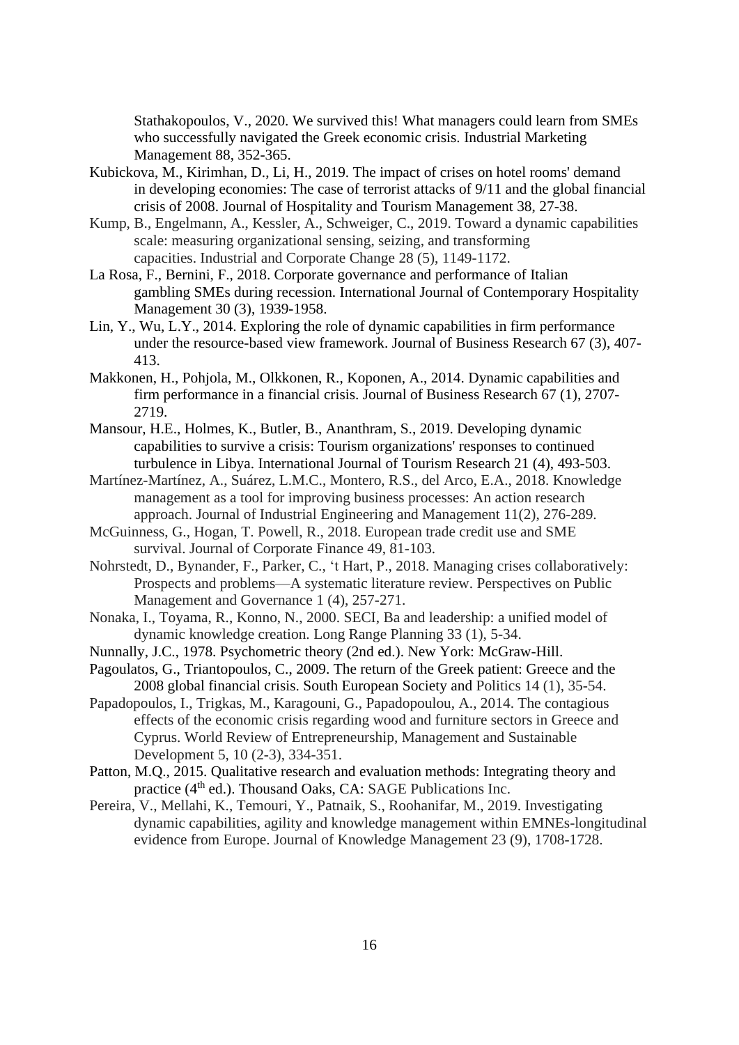Stathakopoulos, V., 2020. We survived this! What managers could learn from SMEs who successfully navigated the Greek economic crisis. Industrial Marketing Management 88, 352-365.

Kubickova, M., Kirimhan, D., Li, H., 2019. The impact of crises on hotel rooms' demand in developing economies: The case of terrorist attacks of 9/11 and the global financial crisis of 2008. Journal of Hospitality and Tourism Management 38, 27-38.

Kump, B., Engelmann, A., Kessler, A., Schweiger, C., 2019. Toward a dynamic capabilities scale: measuring organizational sensing, seizing, and transforming capacities. Industrial and Corporate Change 28 (5), 1149-1172.

La Rosa, F., Bernini, F., 2018. Corporate governance and performance of Italian gambling SMEs during recession. International Journal of Contemporary Hospitality Management 30 (3), 1939-1958.

Lin, Y., Wu, L.Y., 2014. Exploring the role of dynamic capabilities in firm performance under the resource-based view framework. Journal of Business Research 67 (3), 407-413.

Makkonen, H., Pohjola, M., Olkkonen, R., Koponen, A., 2014. Dynamic capabilities and firm performance in a financial crisis. Journal of Business Research 67 (1), 2707-2719.

Mansour, H.E., Holmes, K., Butler, B., Ananthram, S., 2019. Developing dynamic capabilities to survive a crisis: Tourism organizations' responses to continued turbulence in Libya. International Journal of Tourism Research 21 (4), 493-503.

Martínez-Martínez, A., Suárez, L.M.C., Montero, R.S., del Arco, E.A., 2018. Knowledge management as a tool for improving business processes: An action research approach. Journal of Industrial Engineering and Management 11(2), 276-289.

McGuinness, G., Hogan, T. Powell, R., 2018. European trade credit use and SME survival. Journal of Corporate Finance 49, 81-103.

Nohrstedt, D., Bynander, F., Parker, C., 't Hart, P., 2018. Managing crises collaboratively: Prospects and problems—A systematic literature review. Perspectives on Public Management and Governance 1 (4), 257-271.

Nonaka, I., Toyama, R., Konno, N., 2000. SECI, Ba and leadership: a unified model of dynamic knowledge creation. Long Range Planning 33 (1), 5-34.

Nunnally, J.C., 1978. Psychometric theory (2nd ed.). New York: McGraw-Hill.

Pagoulatos, G., Triantopoulos, C., 2009. The return of the Greek patient: Greece and the 2008 global financial crisis. South European Society and Politics 14 (1), 35-54.

Papadopoulos, I., Trigkas, M., Karagouni, G., Papadopoulou, A., 2014. The contagious effects of the economic crisis regarding wood and furniture sectors in Greece and Cyprus. World Review of Entrepreneurship, Management and Sustainable Development 5, 10 (2-3), 334-351.

Patton, M.Q., 2015. Qualitative research and evaluation methods: Integrating theory and practice (4th ed.). Thousand Oaks, CA: SAGE Publications Inc.

Pereira, V., Mellahi, K., Temouri, Y., Patnaik, S., Roohanifar, M., 2019. Investigating dynamic capabilities, agility and knowledge management within EMNEs-longitudinal evidence from Europe. Journal of Knowledge Management 23 (9), 1708-1728.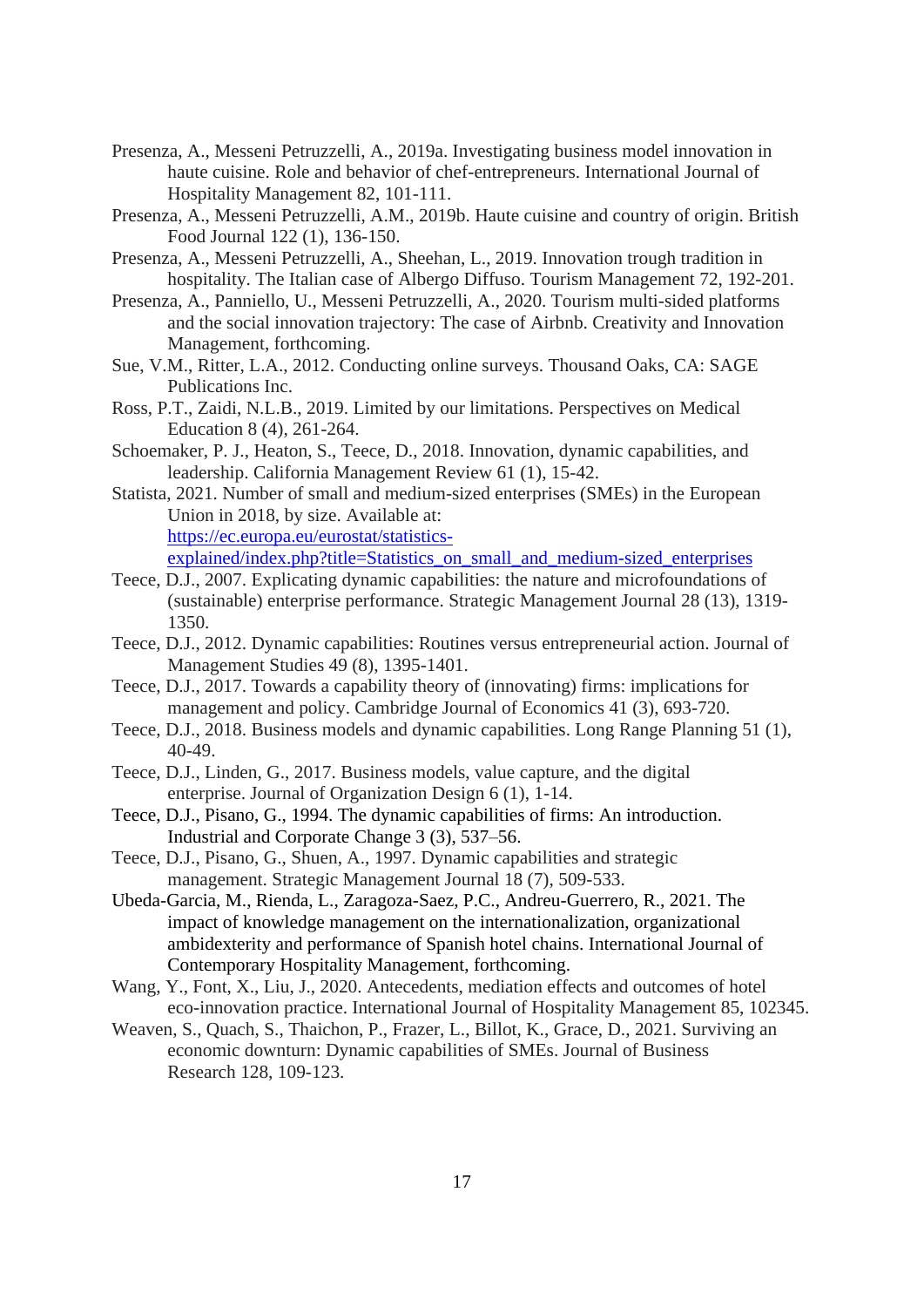Presenza, A., Messeni Petruzzelli, A., 2019a. Investigating business model innovation in haute cuisine. Role and behavior of chef-entrepreneurs. International Journal of Hospitality Management 82, 101-111.

Presenza, A., Messeni Petruzzelli, A.M., 2019b. Haute cuisine and country of origin. British Food Journal 122 (1), 136-150.

Presenza, A., Messeni Petruzzelli, A., Sheehan, L., 2019. Innovation trough tradition in hospitality. The Italian case of Albergo Diffuso. Tourism Management 72, 192-201.

Presenza, A., Panniello, U., Messeni Petruzzelli, A., 2020. Tourism multi-sided platforms and the social innovation trajectory: The case of Airbnb. Creativity and Innovation Management, forthcoming.

Sue, V.M., Ritter, L.A., 2012. Conducting online surveys. Thousand Oaks, CA: SAGE Publications Inc.

Ross, P.T., Zaidi, N.L.B., 2019. Limited by our limitations. Perspectives on Medical Education 8 (4), 261-264.

Schoemaker, P. J., Heaton, S., Teece, D., 2018. Innovation, dynamic capabilities, and leadership. California Management Review 61 (1), 15-42.

Statista, 2021. Number of small and medium-sized enterprises (SMEs) in the European Union in 2018, by size. Available at: [https://ec.europa.eu/eurostat/statistics-explained/index.php?title=Statistics_on_small_and_medium-sized_enterprises](https://ec.europa.eu/eurostat/statistics-explained/index.php?title=Statistics_on_small_and_medium-sized_enterprises)

Teece, D.J., 2007. Explicating dynamic capabilities: the nature and microfoundations of (sustainable) enterprise performance. Strategic Management Journal 28 (13), 1319-1350.

Teece, D.J., 2012. Dynamic capabilities: Routines versus entrepreneurial action. Journal of Management Studies 49 (8), 1395-1401.

Teece, D.J., 2017. Towards a capability theory of (innovating) firms: implications for management and policy. Cambridge Journal of Economics 41 (3), 693-720.

Teece, D.J., 2018. Business models and dynamic capabilities. Long Range Planning 51 (1), 40-49.

Teece, D.J., Linden, G., 2017. Business models, value capture, and the digital enterprise. Journal of Organization Design 6 (1), 1-14.

Teece, D.J., Pisano, G., 1994. The dynamic capabilities of firms: An introduction. Industrial and Corporate Change 3 (3), 537–56.

Teece, D.J., Pisano, G., Shuen, A., 1997. Dynamic capabilities and strategic management. Strategic Management Journal 18 (7), 509-533.

Ubeda-Garcia, M., Rienda, L., Zaragoza-Saez, P.C., Andreu-Guerrero, R., 2021. The impact of knowledge management on the internationalization, organizational ambidexterity and performance of Spanish hotel chains. International Journal of Contemporary Hospitality Management, forthcoming.

Wang, Y., Font, X., Liu, J., 2020. Antecedents, mediation effects and outcomes of hotel eco-innovation practice. International Journal of Hospitality Management 85, 102345.

Weaven, S., Quach, S., Thaichon, P., Frazer, L., Billot, K., Grace, D., 2021. Surviving an economic downturn: Dynamic capabilities of SMEs. Journal of Business Research 128, 109-123.